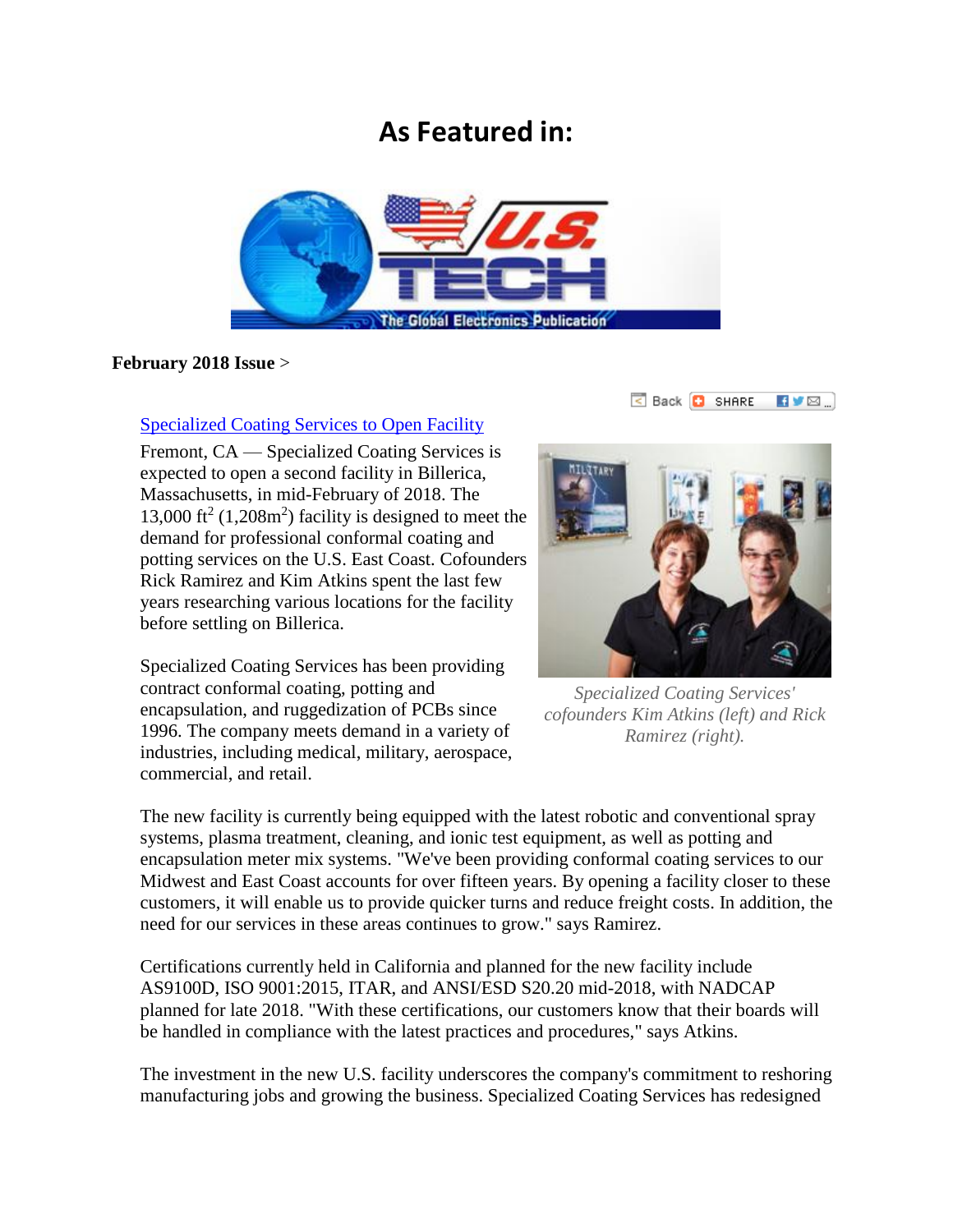# As Featured in:

**February 2018 Issue** >

Specialized Coating Services to Open Facility

Fremont, CA — Specialized Coating Services is expected to open a second facility in Billerica, Massachusetts, in mid-February of 2018. The 13,000 $ft^2$ (1,208$m^2$) facility is designed to meet the demand for professional conformal coating and potting services on the U.S. East Coast. Cofounders Rick Ramirez and Kim Atkins spent the last few years researching various locations for the facility before settling on Billerica.

*Specialized Coating Services' cofounders Kim Atkins (left) and Rick Ramirez (right).*

Specialized Coating Services has been providing contract conformal coating, potting and encapsulation, and ruggedization of PCBs since 1996. The company meets demand in a variety of industries, including medical, military, aerospace, commercial, and retail.

The new facility is currently being equipped with the latest robotic and conventional spray systems, plasma treatment, cleaning, and ionic test equipment, as well as potting and encapsulation meter mix systems. "We've been providing conformal coating services to our Midwest and East Coast accounts for over fifteen years. By opening a facility closer to these customers, it will enable us to provide quicker turns and reduce freight costs. In addition, the need for our services in these areas continues to grow." says Ramirez.

Certifications currently held in California and planned for the new facility include AS9100D, ISO 9001:2015, ITAR, and ANSI/ESD S20.20 mid-2018, with NADCAP planned for late 2018. "With these certifications, our customers know that their boards will be handled in compliance with the latest practices and procedures," says Atkins.

The investment in the new U.S. facility underscores the company's commitment to reshoring manufacturing jobs and growing the business. Specialized Coating Services has redesigned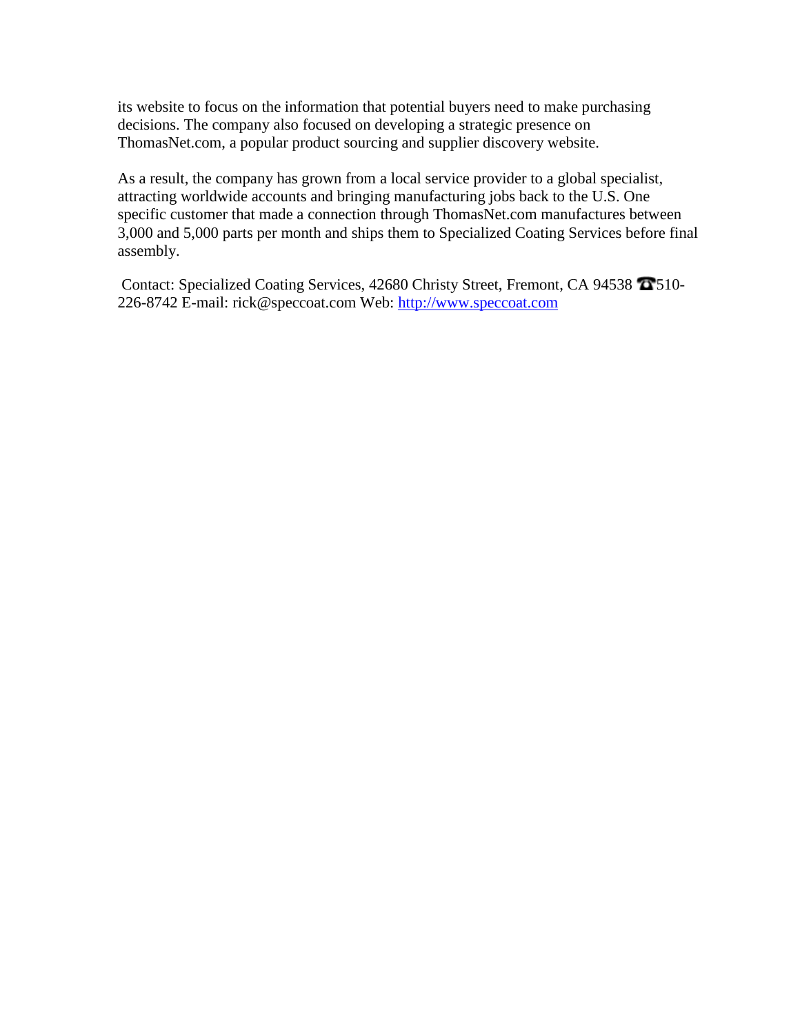its website to focus on the information that potential buyers need to make purchasing decisions. The company also focused on developing a strategic presence on ThomasNet.com, a popular product sourcing and supplier discovery website.

As a result, the company has grown from a local service provider to a global specialist, attracting worldwide accounts and bringing manufacturing jobs back to the U.S. One specific customer that made a connection through ThomasNet.com manufactures between 3,000 and 5,000 parts per month and ships them to Specialized Coating Services before final assembly.

Contact: Specialized Coating Services, 42680 Christy Street, Fremont, CA 94538 ☎510-226-8742 E-mail: rick@speccoat.com Web: [http://www.speccoat.com](http://www.speccoat.com)